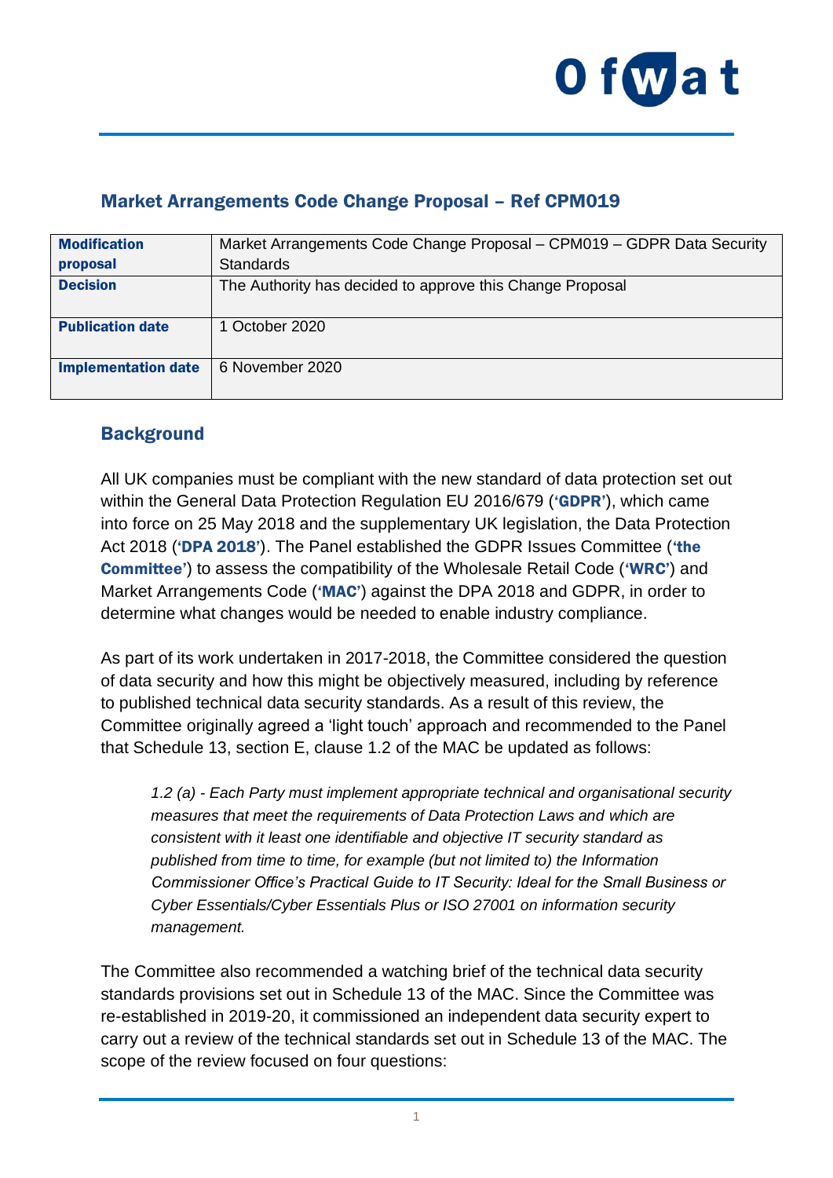## Market Arrangements Code Change Proposal – Ref CPM019

| **Modification proposal** | Market Arrangements Code Change Proposal – CPM019 – GDPR Data Security Standards |
|---|---|
| **Decision** | The Authority has decided to approve this Change Proposal |
| **Publication date** | 1 October 2020 |
| **Implementation date** | 6 November 2020 |

## Background

All UK companies must be compliant with the new standard of data protection set out within the General Data Protection Regulation EU 2016/679 (**'GDPR'**), which came into force on 25 May 2018 and the supplementary UK legislation, the Data Protection Act 2018 (**'DPA 2018'**). The Panel established the GDPR Issues Committee (**'the Committee'**) to assess the compatibility of the Wholesale Retail Code (**'WRC'**) and Market Arrangements Code (**'MAC'**) against the DPA 2018 and GDPR, in order to determine what changes would be needed to enable industry compliance.

As part of its work undertaken in 2017-2018, the Committee considered the question of data security and how this might be objectively measured, including by reference to published technical data security standards. As a result of this review, the Committee originally agreed a 'light touch' approach and recommended to the Panel that Schedule 13, section E, clause 1.2 of the MAC be updated as follows:

> *1.2 (a) - Each Party must implement appropriate technical and organisational security measures that meet the requirements of Data Protection Laws and which are consistent with it least one identifiable and objective IT security standard as published from time to time, for example (but not limited to) the Information Commissioner Office's Practical Guide to IT Security: Ideal for the Small Business or Cyber Essentials/Cyber Essentials Plus or ISO 27001 on information security management.*

The Committee also recommended a watching brief of the technical data security standards provisions set out in Schedule 13 of the MAC. Since the Committee was re-established in 2019-20, it commissioned an independent data security expert to carry out a review of the technical standards set out in Schedule 13 of the MAC. The scope of the review focused on four questions: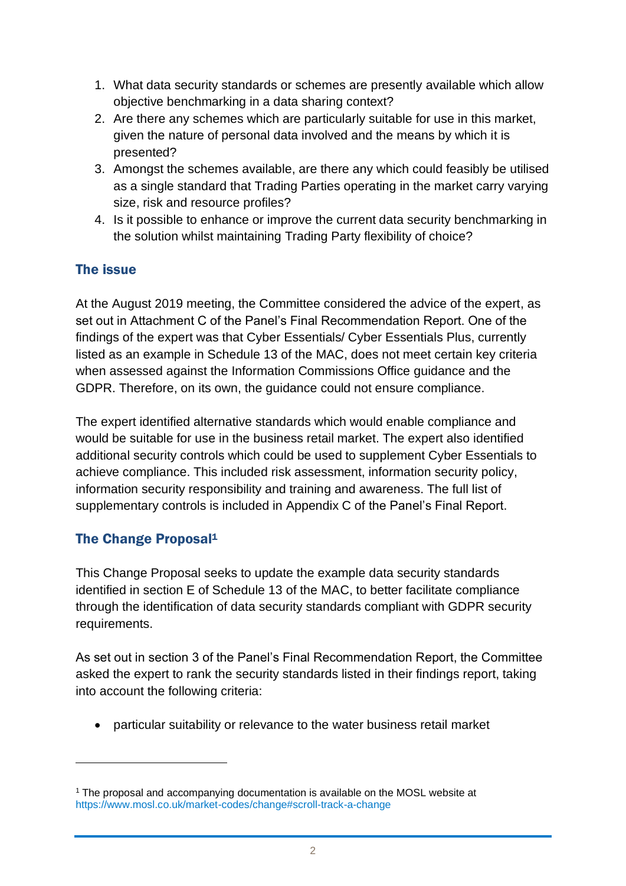1. What data security standards or schemes are presently available which allow objective benchmarking in a data sharing context?
2. Are there any schemes which are particularly suitable for use in this market, given the nature of personal data involved and the means by which it is presented?
3. Amongst the schemes available, are there any which could feasibly be utilised as a single standard that Trading Parties operating in the market carry varying size, risk and resource profiles?
4. Is it possible to enhance or improve the current data security benchmarking in the solution whilst maintaining Trading Party flexibility of choice?

## The issue

At the August 2019 meeting, the Committee considered the advice of the expert, as set out in Attachment C of the Panel's Final Recommendation Report. One of the findings of the expert was that Cyber Essentials/ Cyber Essentials Plus, currently listed as an example in Schedule 13 of the MAC, does not meet certain key criteria when assessed against the Information Commissions Office guidance and the GDPR. Therefore, on its own, the guidance could not ensure compliance.

The expert identified alternative standards which would enable compliance and would be suitable for use in the business retail market. The expert also identified additional security controls which could be used to supplement Cyber Essentials to achieve compliance. This included risk assessment, information security policy, information security responsibility and training and awareness. The full list of supplementary controls is included in Appendix C of the Panel's Final Report.

## The Change Proposal[1]

This Change Proposal seeks to update the example data security standards identified in section E of Schedule 13 of the MAC, to better facilitate compliance through the identification of data security standards compliant with GDPR security requirements.

As set out in section 3 of the Panel's Final Recommendation Report, the Committee asked the expert to rank the security standards listed in their findings report, taking into account the following criteria:

- particular suitability or relevance to the water business retail market

[1] The proposal and accompanying documentation is available on the MOSL website at https://www.mosl.co.uk/market-codes/change#scroll-track-a-change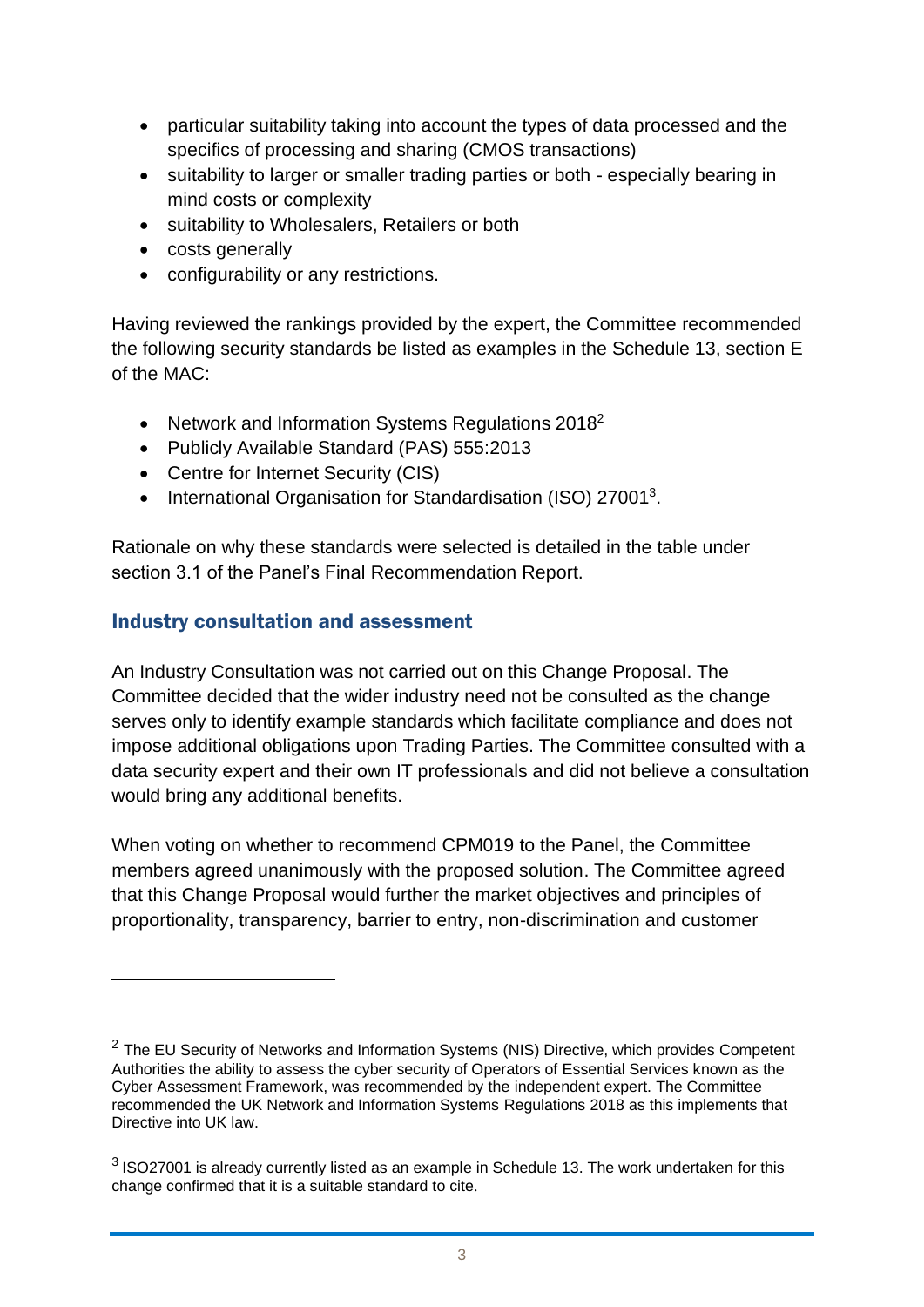- particular suitability taking into account the types of data processed and the specifics of processing and sharing (CMOS transactions)
- suitability to larger or smaller trading parties or both - especially bearing in mind costs or complexity
- suitability to Wholesalers, Retailers or both
- costs generally
- configurability or any restrictions.

Having reviewed the rankings provided by the expert, the Committee recommended the following security standards be listed as examples in the Schedule 13, section E of the MAC:

- Network and Information Systems Regulations 2018[2]
- Publicly Available Standard (PAS) 555:2013
- Centre for Internet Security (CIS)
- International Organisation for Standardisation (ISO) 27001[3].

Rationale on why these standards were selected is detailed in the table under section 3.1 of the Panel's Final Recommendation Report.

## Industry consultation and assessment

An Industry Consultation was not carried out on this Change Proposal. The Committee decided that the wider industry need not be consulted as the change serves only to identify example standards which facilitate compliance and does not impose additional obligations upon Trading Parties. The Committee consulted with a data security expert and their own IT professionals and did not believe a consultation would bring any additional benefits.

When voting on whether to recommend CPM019 to the Panel, the Committee members agreed unanimously with the proposed solution. The Committee agreed that this Change Proposal would further the market objectives and principles of proportionality, transparency, barrier to entry, non-discrimination and customer

---

[2] The EU Security of Networks and Information Systems (NIS) Directive, which provides Competent Authorities the ability to assess the cyber security of Operators of Essential Services known as the Cyber Assessment Framework, was recommended by the independent expert. The Committee recommended the UK Network and Information Systems Regulations 2018 as this implements that Directive into UK law.

[3] ISO27001 is already currently listed as an example in Schedule 13. The work undertaken for this change confirmed that it is a suitable standard to cite.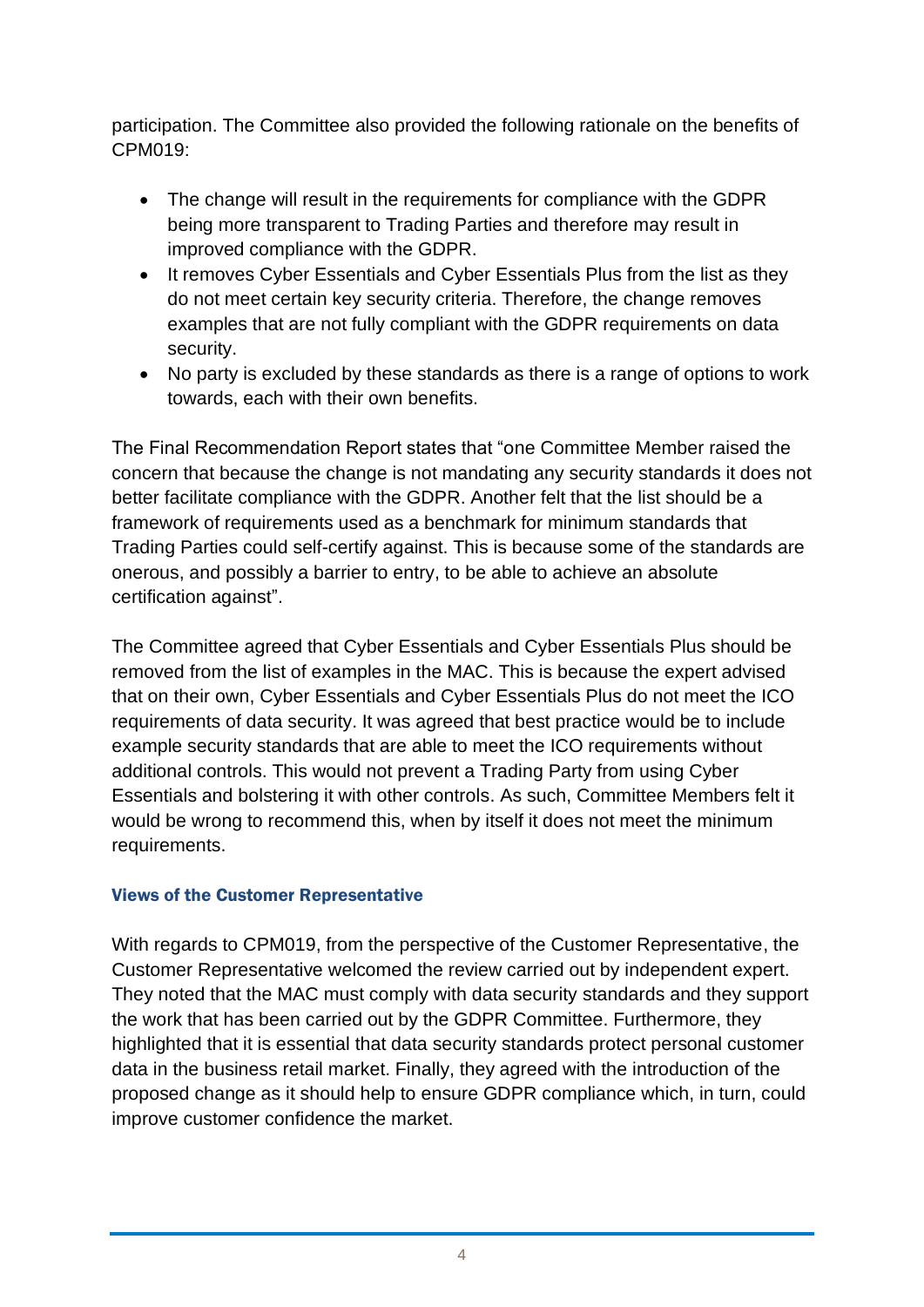participation. The Committee also provided the following rationale on the benefits of CPM019:

- The change will result in the requirements for compliance with the GDPR being more transparent to Trading Parties and therefore may result in improved compliance with the GDPR.
- It removes Cyber Essentials and Cyber Essentials Plus from the list as they do not meet certain key security criteria. Therefore, the change removes examples that are not fully compliant with the GDPR requirements on data security.
- No party is excluded by these standards as there is a range of options to work towards, each with their own benefits.

The Final Recommendation Report states that "one Committee Member raised the concern that because the change is not mandating any security standards it does not better facilitate compliance with the GDPR. Another felt that the list should be a framework of requirements used as a benchmark for minimum standards that Trading Parties could self-certify against. This is because some of the standards are onerous, and possibly a barrier to entry, to be able to achieve an absolute certification against".

The Committee agreed that Cyber Essentials and Cyber Essentials Plus should be removed from the list of examples in the MAC. This is because the expert advised that on their own, Cyber Essentials and Cyber Essentials Plus do not meet the ICO requirements of data security. It was agreed that best practice would be to include example security standards that are able to meet the ICO requirements without additional controls. This would not prevent a Trading Party from using Cyber Essentials and bolstering it with other controls. As such, Committee Members felt it would be wrong to recommend this, when by itself it does not meet the minimum requirements.

#### Views of the Customer Representative

With regards to CPM019, from the perspective of the Customer Representative, the Customer Representative welcomed the review carried out by independent expert. They noted that the MAC must comply with data security standards and they support the work that has been carried out by the GDPR Committee. Furthermore, they highlighted that it is essential that data security standards protect personal customer data in the business retail market. Finally, they agreed with the introduction of the proposed change as it should help to ensure GDPR compliance which, in turn, could improve customer confidence the market.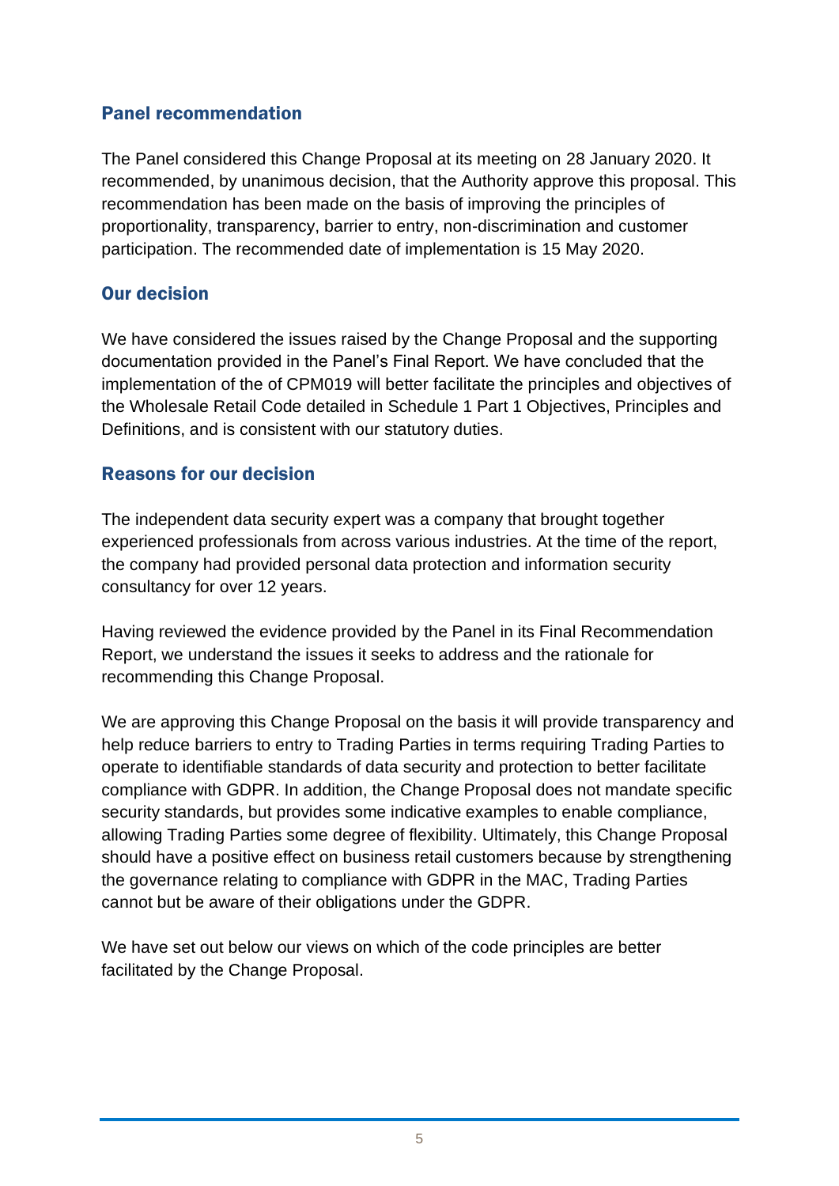## Panel recommendation

The Panel considered this Change Proposal at its meeting on 28 January 2020. It recommended, by unanimous decision, that the Authority approve this proposal. This recommendation has been made on the basis of improving the principles of proportionality, transparency, barrier to entry, non-discrimination and customer participation. The recommended date of implementation is 15 May 2020.

## Our decision

We have considered the issues raised by the Change Proposal and the supporting documentation provided in the Panel's Final Report. We have concluded that the implementation of the of CPM019 will better facilitate the principles and objectives of the Wholesale Retail Code detailed in Schedule 1 Part 1 Objectives, Principles and Definitions, and is consistent with our statutory duties.

## Reasons for our decision

The independent data security expert was a company that brought together experienced professionals from across various industries. At the time of the report, the company had provided personal data protection and information security consultancy for over 12 years.

Having reviewed the evidence provided by the Panel in its Final Recommendation Report, we understand the issues it seeks to address and the rationale for recommending this Change Proposal.

We are approving this Change Proposal on the basis it will provide transparency and help reduce barriers to entry to Trading Parties in terms requiring Trading Parties to operate to identifiable standards of data security and protection to better facilitate compliance with GDPR. In addition, the Change Proposal does not mandate specific security standards, but provides some indicative examples to enable compliance, allowing Trading Parties some degree of flexibility. Ultimately, this Change Proposal should have a positive effect on business retail customers because by strengthening the governance relating to compliance with GDPR in the MAC, Trading Parties cannot but be aware of their obligations under the GDPR.

We have set out below our views on which of the code principles are better facilitated by the Change Proposal.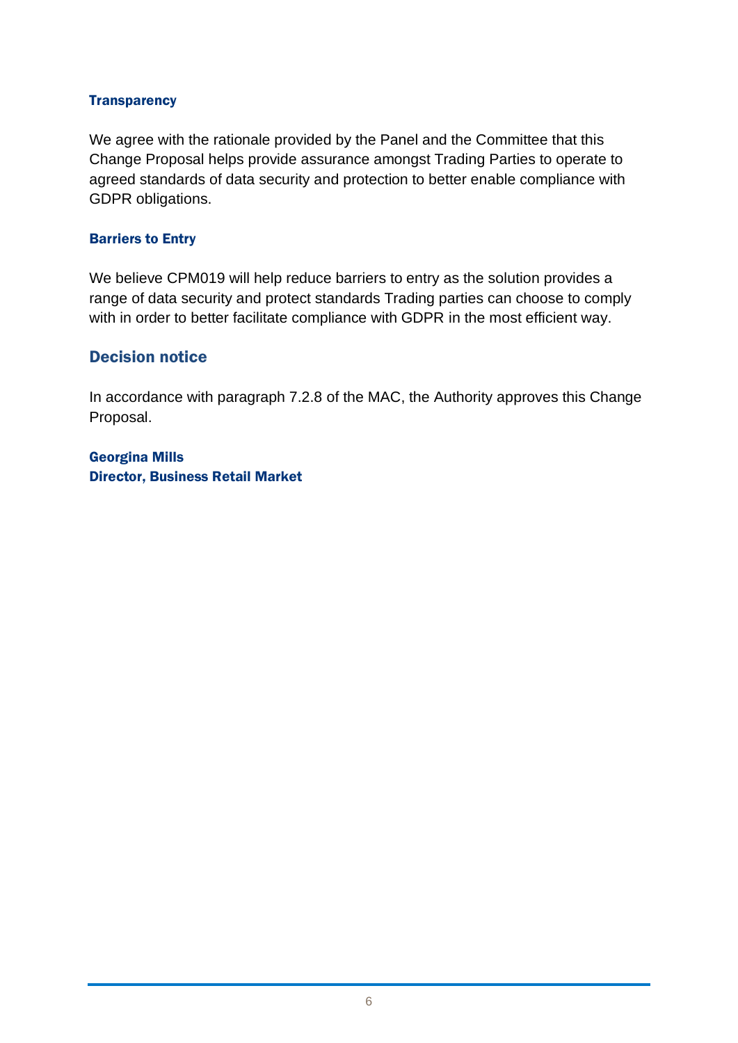### Transparency

We agree with the rationale provided by the Panel and the Committee that this Change Proposal helps provide assurance amongst Trading Parties to operate to agreed standards of data security and protection to better enable compliance with GDPR obligations.

### Barriers to Entry

We believe CPM019 will help reduce barriers to entry as the solution provides a range of data security and protect standards Trading parties can choose to comply with in order to better facilitate compliance with GDPR in the most efficient way.

## Decision notice

In accordance with paragraph 7.2.8 of the MAC, the Authority approves this Change Proposal.

**Georgina Mills**
**Director, Business Retail Market**